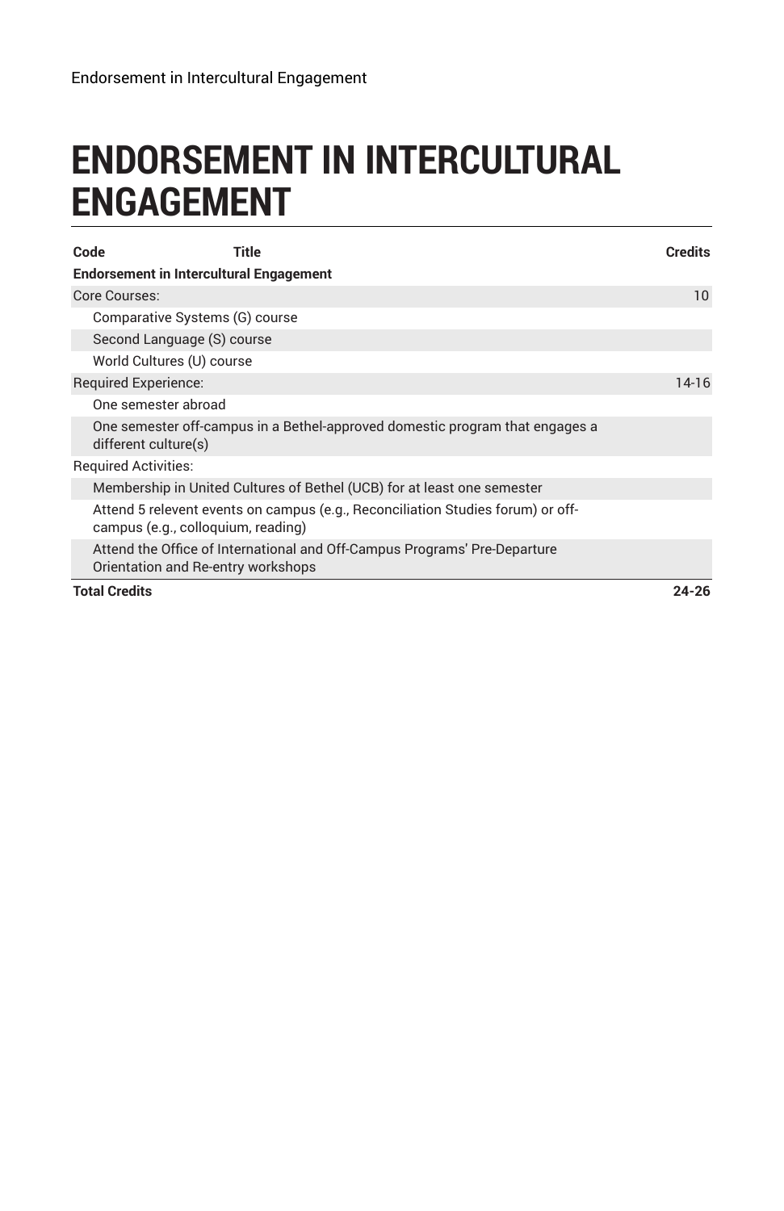# ENDORSEMENT IN INTERCULTURAL ENGAGEMENT

| Code | Title | Credits |
|---|---|---|
| **Endorsement in Intercultural Engagement** | | |
| Core Courses: | | 10 |
| Comparative Systems (G) course | | |
| Second Language (S) course | | |
| World Cultures (U) course | | |
| Required Experience: | | 14-16 |
| One semester abroad | | |
| One semester off-campus in a Bethel-approved domestic program that engages a different culture(s) | | |
| Required Activities: | | |
| Membership in United Cultures of Bethel (UCB) for at least one semester | | |
| Attend 5 relevent events on campus (e.g., Reconciliation Studies forum) or off-campus (e.g., colloquium, reading) | | |
| Attend the Office of International and Off-Campus Programs' Pre-Departure Orientation and Re-entry workshops | | |
| **Total Credits** | | **24-26** |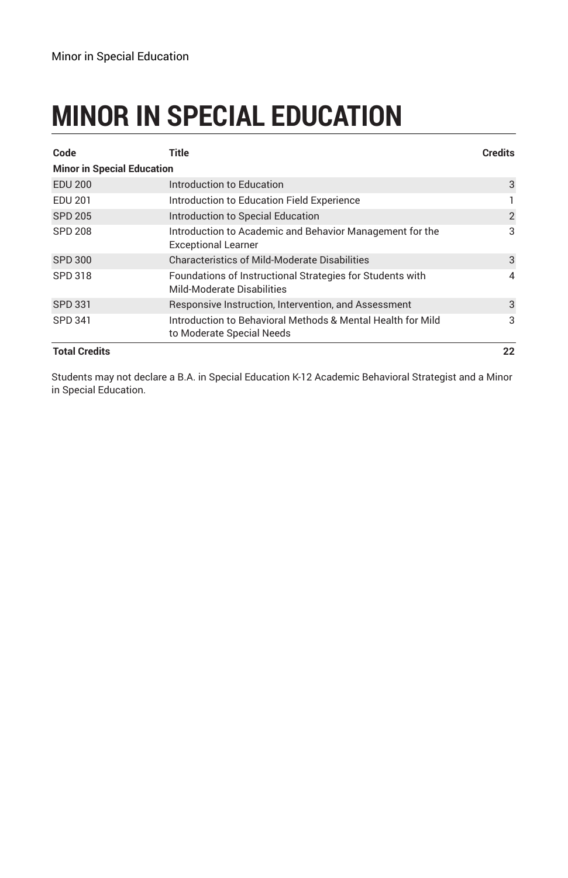# MINOR IN SPECIAL EDUCATION

| Code | Title | Credits |
|---|---|---|
| **Minor in Special Education** | | |
| EDU 200 | Introduction to Education | 3 |
| EDU 201 | Introduction to Education Field Experience | 1 |
| SPD 205 | Introduction to Special Education | 2 |
| SPD 208 | Introduction to Academic and Behavior Management for the Exceptional Learner | 3 |
| SPD 300 | Characteristics of Mild-Moderate Disabilities | 3 |
| SPD 318 | Foundations of Instructional Strategies for Students with Mild-Moderate Disabilities | 4 |
| SPD 331 | Responsive Instruction, Intervention, and Assessment | 3 |
| SPD 341 | Introduction to Behavioral Methods & Mental Health for Mild to Moderate Special Needs | 3 |
| **Total Credits** | | **22** |

Students may not declare a B.A. in Special Education K-12 Academic Behavioral Strategist and a Minor in Special Education.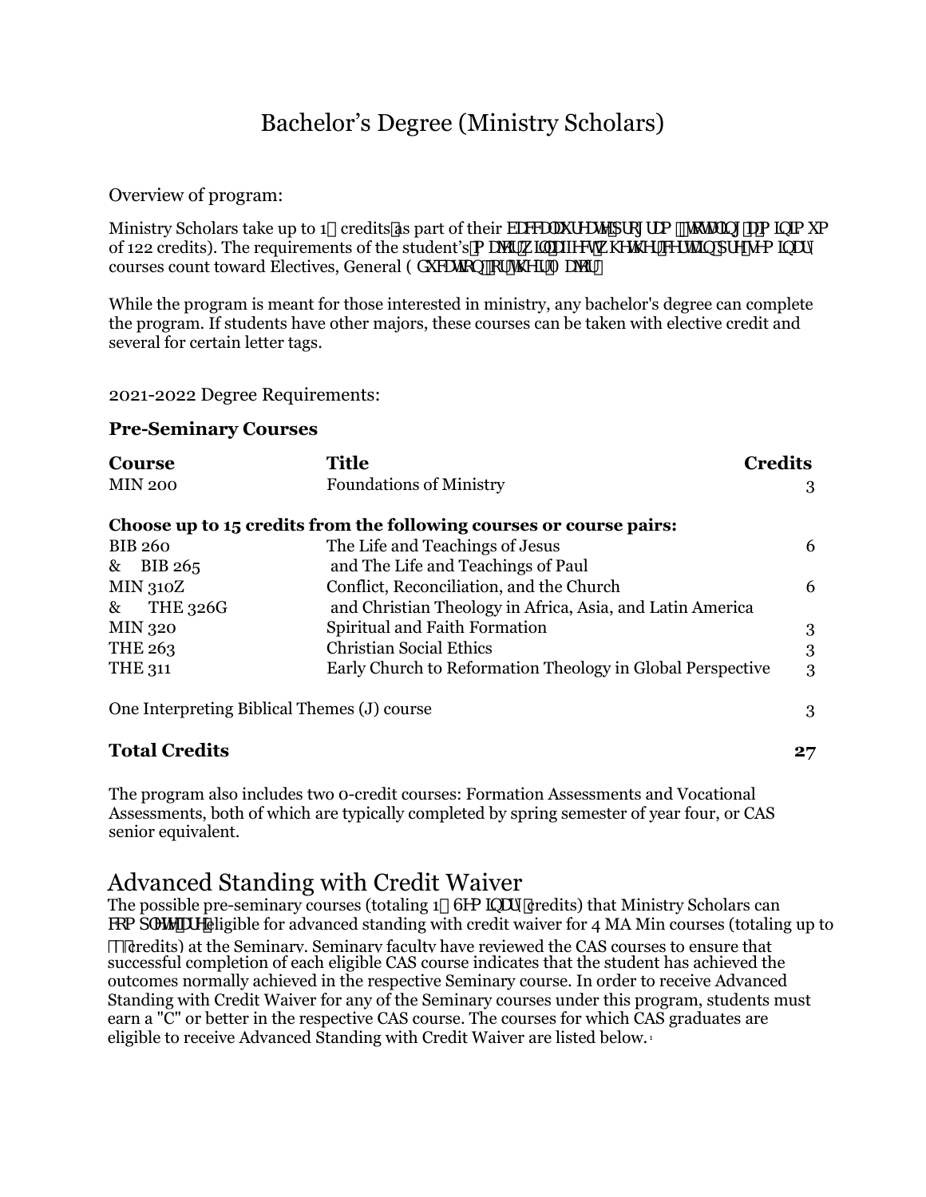# Bachelor's Degree (Ministry Scholars)

Overview of program:

Ministry Scholars take up to 1 credits as part of their baccalaureate program (totaling a minimum of 122 credits). The requirements of the student's major will dictate whether certain pre-seminary courses count toward Electives, General Education or their Major.

While the program is meant for those interested in ministry, any bachelor's degree can complete the program. If students have other majors, these courses can be taken with elective credit and several for certain letter tags.

2021-2022 Degree Requirements:

### Pre-Seminary Courses

| Course | Title | Credits |
|---|---|---|
| MIN 200 | Foundations of Ministry | 3 |
| **Choose up to 15 credits from the following courses or course pairs:** | | |
| BIB 260 | The Life and Teachings of Jesus | 6 |
| & BIB 265 | and The Life and Teachings of Paul | |
| MIN 310Z | Conflict, Reconciliation, and the Church | 6 |
| & THE 326G | and Christian Theology in Africa, Asia, and Latin America | |
| MIN 320 | Spiritual and Faith Formation | 3 |
| THE 263 | Christian Social Ethics | 3 |
| THE 311 | Early Church to Reformation Theology in Global Perspective | 3 |
| One Interpreting Biblical Themes (J) course | | 3 |
| **Total Credits** | | **27** |

The program also includes two 0-credit courses: Formation Assessments and Vocational Assessments, both of which are typically completed by spring semester of year four, or CAS senior equivalent.

## Advanced Standing with Credit Waiver

The possible pre-seminary courses (totaling 1 Seminary credits) that Ministry Scholars can complete are eligible for advanced standing with credit waiver for 4 MA Min courses (totaling up to credits) at the Seminary. Seminary faculty have reviewed the CAS courses to ensure that successful completion of each eligible CAS course indicates that the student has achieved the outcomes normally achieved in the respective Seminary course. In order to receive Advanced Standing with Credit Waiver for any of the Seminary courses under this program, students must earn a "C" or better in the respective CAS course. The courses for which CAS graduates are eligible to receive Advanced Standing with Credit Waiver are listed below.[1]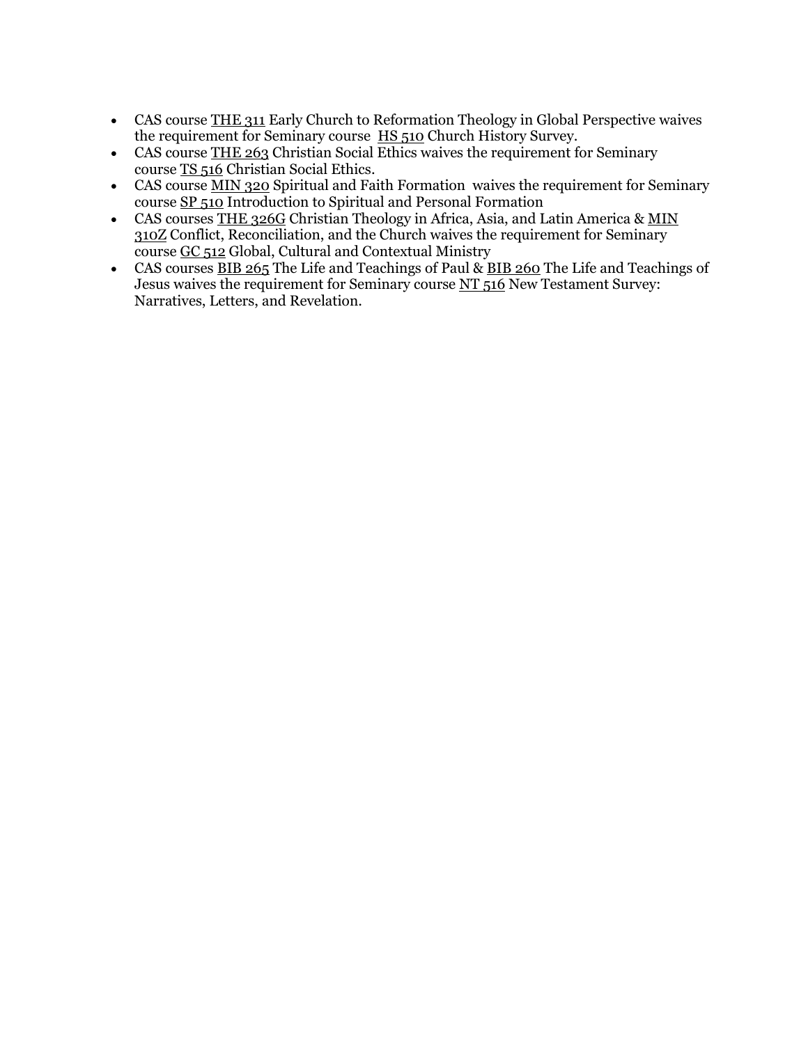- CAS course THE 311 Early Church to Reformation Theology in Global Perspective waives the requirement for Seminary course HS 510 Church History Survey.
- CAS course THE 263 Christian Social Ethics waives the requirement for Seminary course TS 516 Christian Social Ethics.
- CAS course MIN 320 Spiritual and Faith Formation waives the requirement for Seminary course SP 510 Introduction to Spiritual and Personal Formation
- CAS courses THE 326G Christian Theology in Africa, Asia, and Latin America & MIN 310Z Conflict, Reconciliation, and the Church waives the requirement for Seminary course GC 512 Global, Cultural and Contextual Ministry
- CAS courses BIB 265 The Life and Teachings of Paul & BIB 260 The Life and Teachings of Jesus waives the requirement for Seminary course NT 516 New Testament Survey: Narratives, Letters, and Revelation.